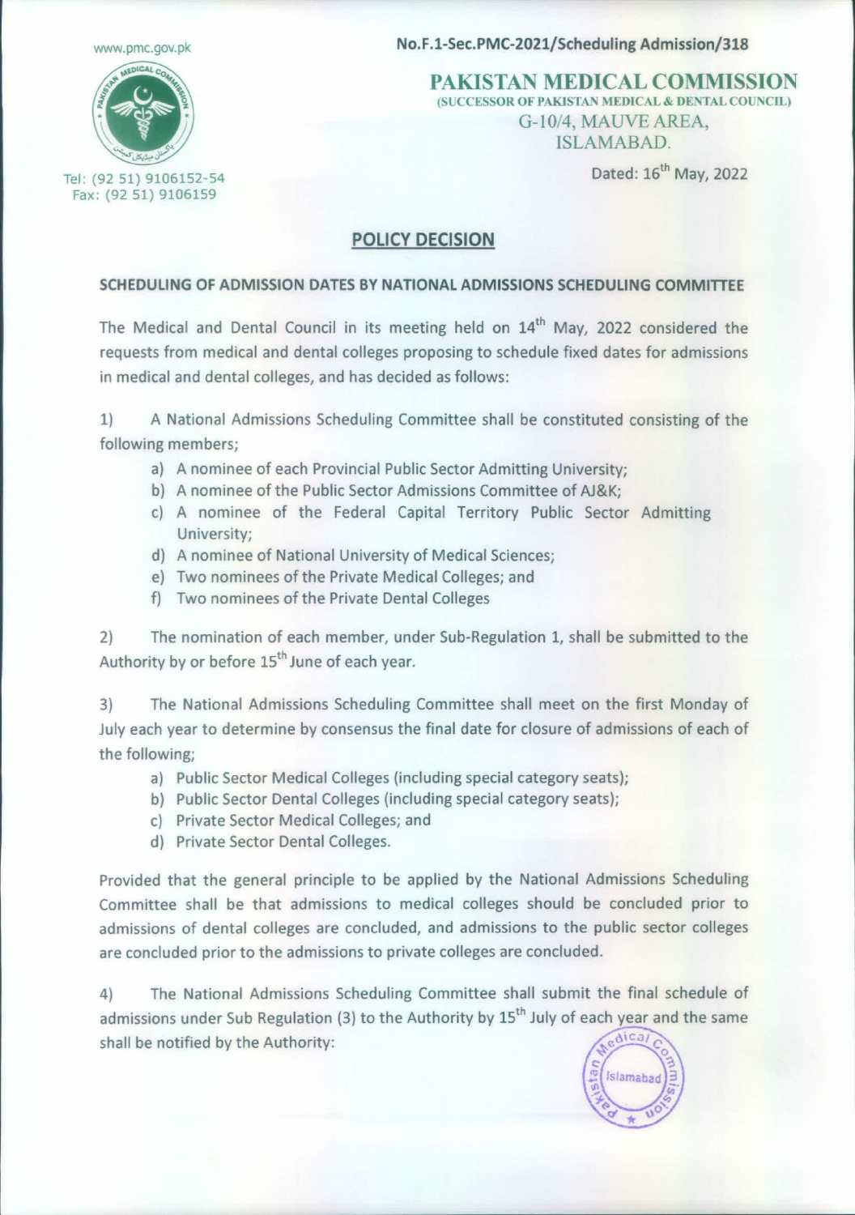www.pmc.gov.pk

**No.F.1-Sec.PMC-2021/Scheduling Admission/318**

**PAKISTAN MEDICAL COMMISSION**
(SUCCESSOR OF PAKISTAN MEDICAL & DENTAL COUNCIL)
G-10/4, MAUVE AREA,
ISLAMABAD.

Tel: (92 51) 9106152-54
Fax: (92 51) 9106159

Dated: 16th May, 2022

## POLICY DECISION

### SCHEDULING OF ADMISSION DATES BY NATIONAL ADMISSIONS SCHEDULING COMMITTEE

The Medical and Dental Council in its meeting held on 14th May, 2022 considered the requests from medical and dental colleges proposing to schedule fixed dates for admissions in medical and dental colleges, and has decided as follows:

1) A National Admissions Scheduling Committee shall be constituted consisting of the following members;

   a) A nominee of each Provincial Public Sector Admitting University;
   b) A nominee of the Public Sector Admissions Committee of AJ&K;
   c) A nominee of the Federal Capital Territory Public Sector Admitting University;
   d) A nominee of National University of Medical Sciences;
   e) Two nominees of the Private Medical Colleges; and
   f) Two nominees of the Private Dental Colleges

2) The nomination of each member, under Sub-Regulation 1, shall be submitted to the Authority by or before 15th June of each year.

3) The National Admissions Scheduling Committee shall meet on the first Monday of July each year to determine by consensus the final date for closure of admissions of each of the following;

   a) Public Sector Medical Colleges (including special category seats);
   b) Public Sector Dental Colleges (including special category seats);
   c) Private Sector Medical Colleges; and
   d) Private Sector Dental Colleges.

Provided that the general principle to be applied by the National Admissions Scheduling Committee shall be that admissions to medical colleges should be concluded prior to admissions of dental colleges are concluded, and admissions to the public sector colleges are concluded prior to the admissions to private colleges are concluded.

4) The National Admissions Scheduling Committee shall submit the final schedule of admissions under Sub Regulation (3) to the Authority by 15th July of each year and the same shall be notified by the Authority: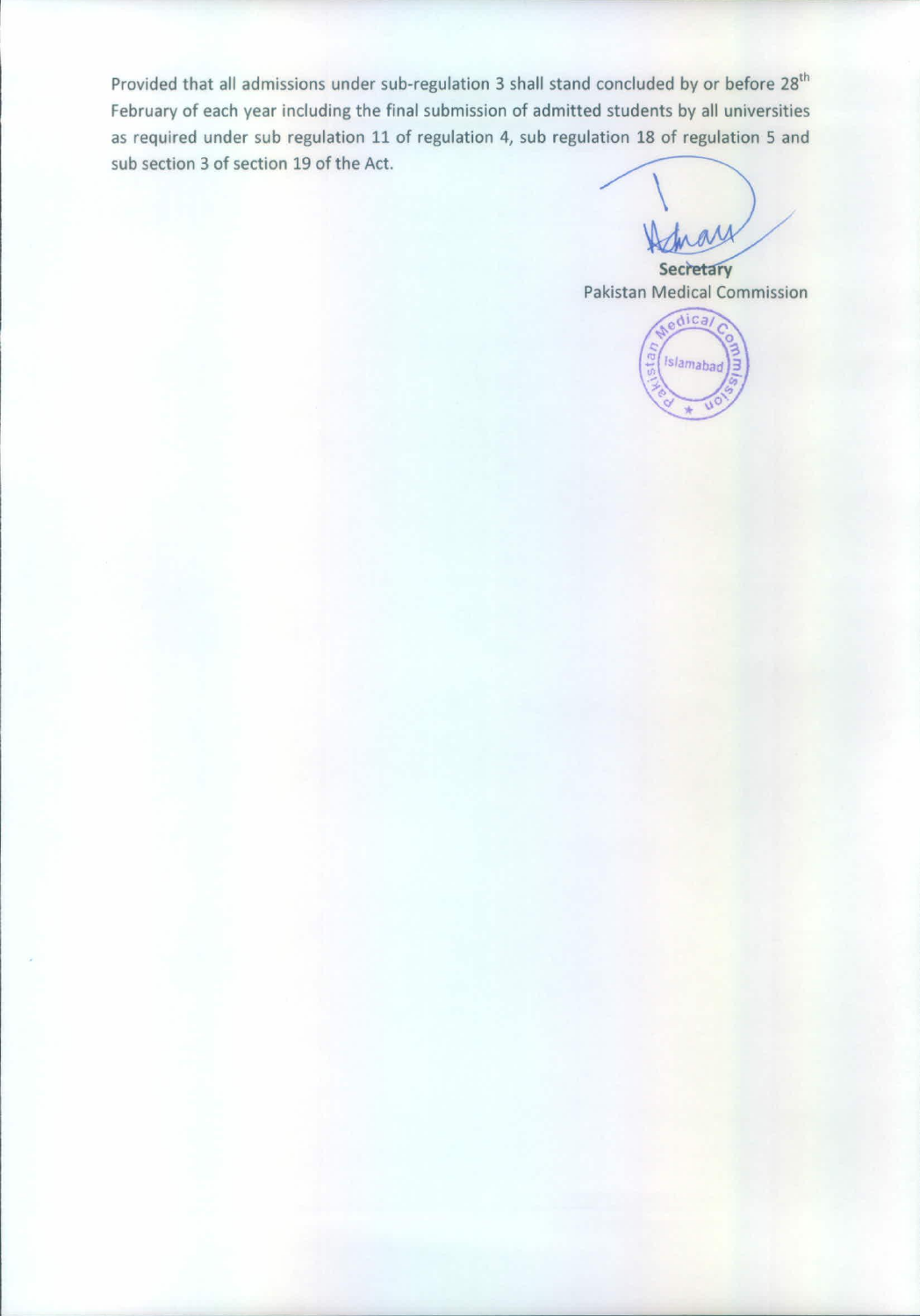Provided that all admissions under sub-regulation 3 shall stand concluded by or before 28th February of each year including the final submission of admitted students by all universities as required under sub regulation 11 of regulation 4, sub regulation 18 of regulation 5 and sub section 3 of section 19 of the Act.

**Secretary**
Pakistan Medical Commission